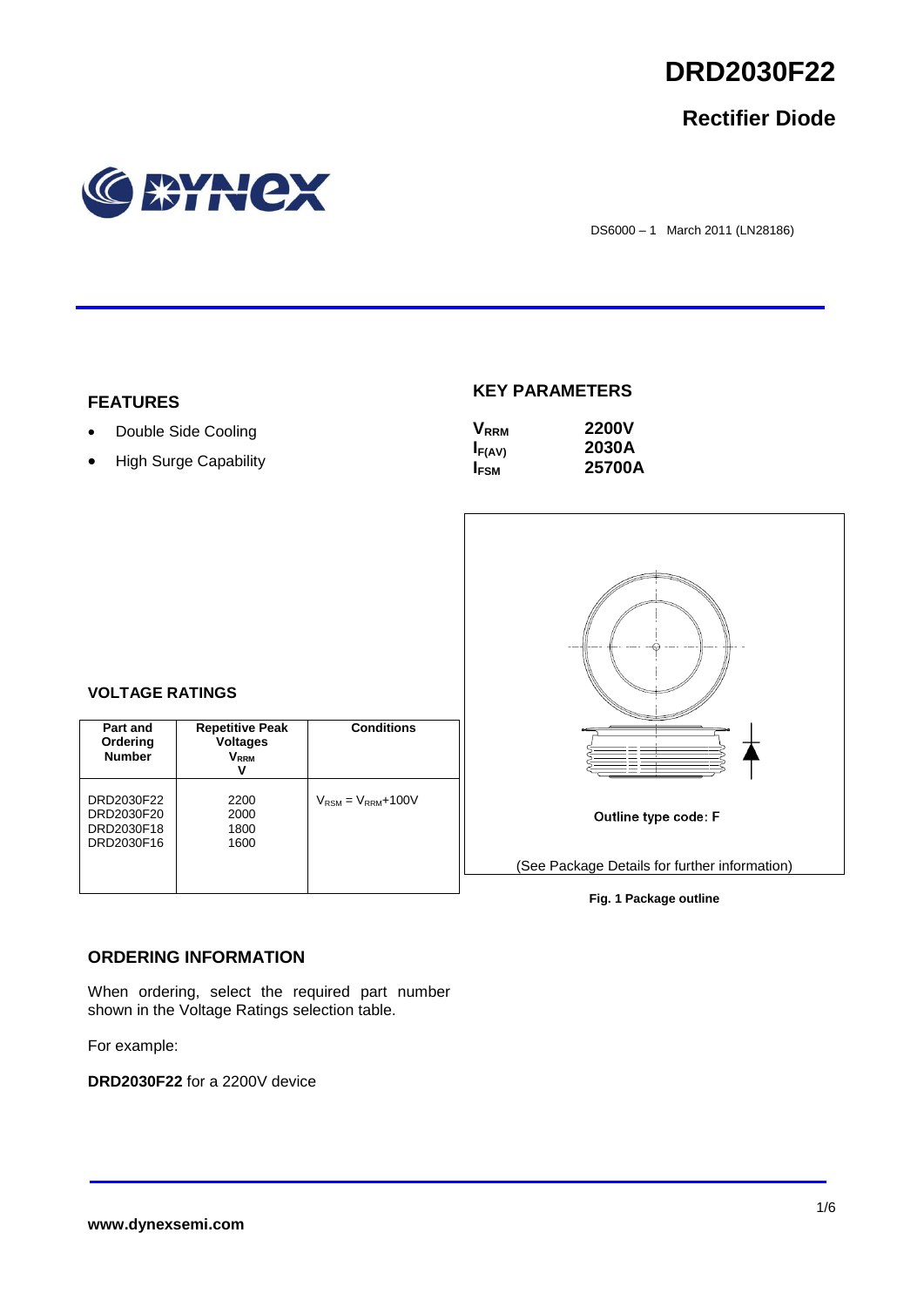# DRD2030F22

## Rectifier Diode

DS6000 – 1 March 2011 (LN28186)

### FEATURES

- Double Side Cooling
- High Surge Capability

### KEY PARAMETERS

| | |
|---|---|
| $V_{RRM}$ | **2200V** |
| $I_{F(AV)}$ | **2030A** |
| $I_{FSM}$ | **25700A** |

### VOLTAGE RATINGS

| Part and Ordering Number | Repetitive Peak Voltages $V_{RRM}$ V | Conditions |
|---|---|---|
| DRD2030F22<br>DRD2030F20<br>DRD2030F18<br>DRD2030F16 | 2200<br>2000<br>1800<br>1600 | $V_{RSM} = V_{RRM}$+100V |

Outline type code: F

(See Package Details for further information)

**Fig. 1 Package outline**

### ORDERING INFORMATION

When ordering, select the required part number shown in the Voltage Ratings selection table.

For example:

**DRD2030F22** for a 2200V device

**www.dynexsemi.com**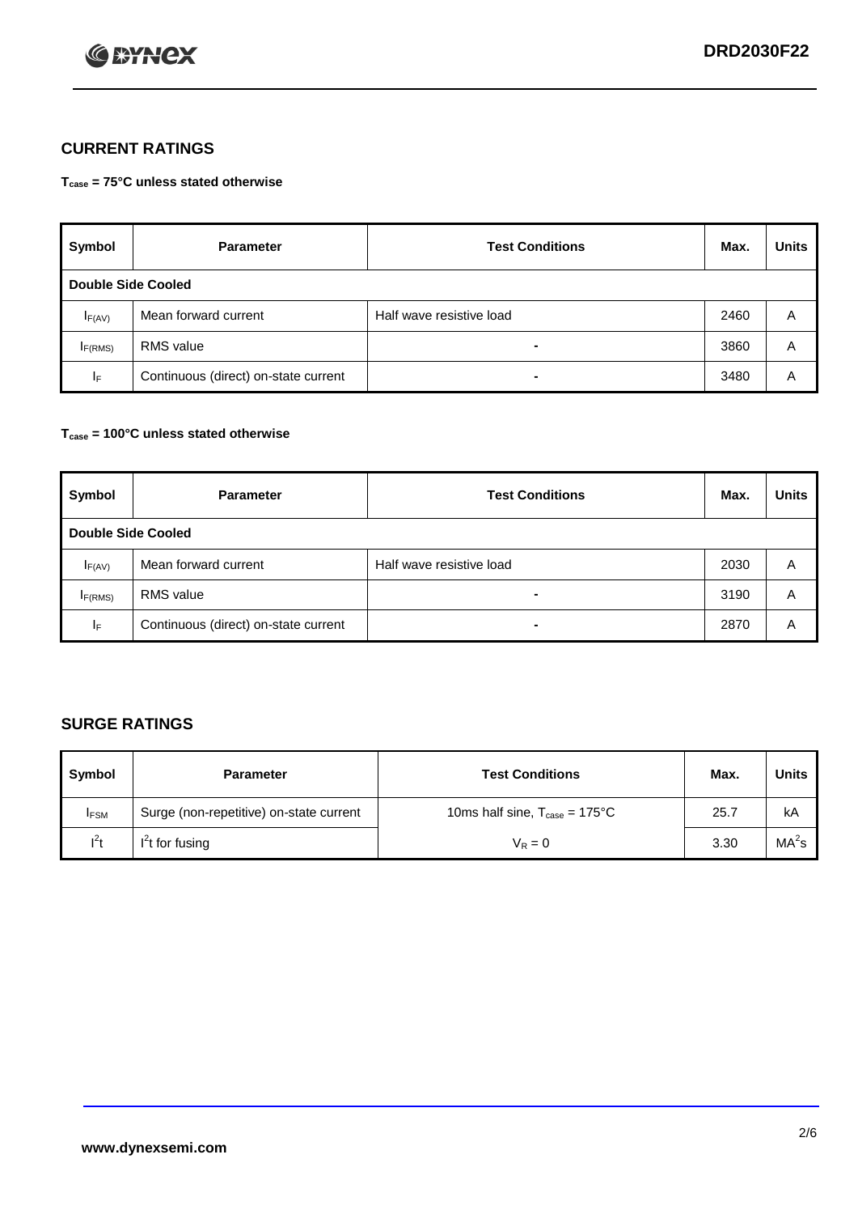## CURRENT RATINGS

**$T_{case}$ = 75°C unless stated otherwise**

| Symbol | Parameter | Test Conditions | Max. | Units |
|---|---|---|---|---|
| **Double Side Cooled** | | | | |
| $I_{F(AV)}$ | Mean forward current | Half wave resistive load | 2460 | A |
| $I_{F(RMS)}$ | RMS value | - | 3860 | A |
| $I_F$ | Continuous (direct) on-state current | - | 3480 | A |

**$T_{case}$ = 100°C unless stated otherwise**

| Symbol | Parameter | Test Conditions | Max. | Units |
|---|---|---|---|---|
| **Double Side Cooled** | | | | |
| $I_{F(AV)}$ | Mean forward current | Half wave resistive load | 2030 | A |
| $I_{F(RMS)}$ | RMS value | - | 3190 | A |
| $I_F$ | Continuous (direct) on-state current | - | 2870 | A |

## SURGE RATINGS

| Symbol | Parameter | Test Conditions | Max. | Units |
|---|---|---|---|---|
| $I_{FSM}$ | Surge (non-repetitive) on-state current | 10ms half sine, $T_{case}$ = 175°C | 25.7 | kA |
| $I^2t$ | $I^2t$ for fusing | $V_R = 0$ | 3.30 | $MA^2s$ |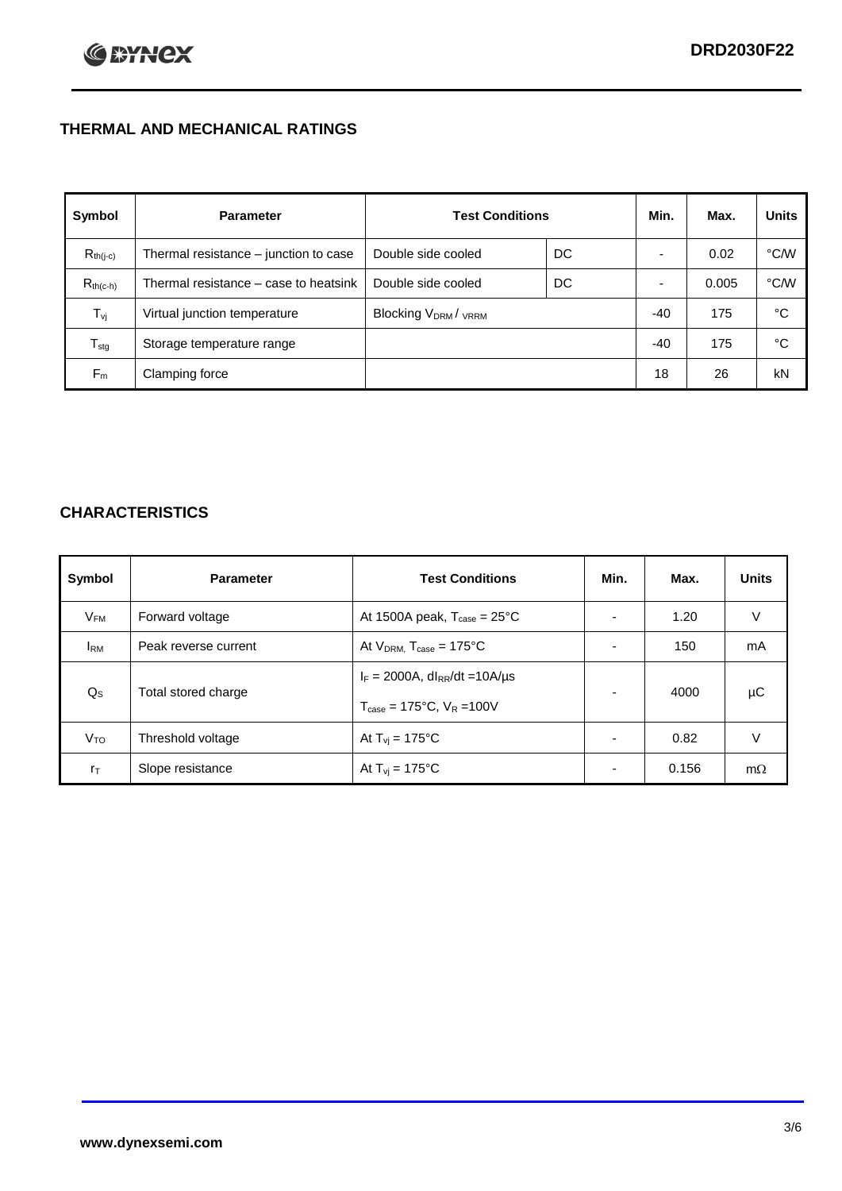## THERMAL AND MECHANICAL RATINGS

| Symbol | Parameter | Test Conditions | | Min. | Max. | Units |
|---|---|---|---|---|---|---|
| $R_{th(j-c)}$ | Thermal resistance – junction to case | Double side cooled | DC | - | 0.02 | °C/W |
| $R_{th(c-h)}$ | Thermal resistance – case to heatsink | Double side cooled | DC | - | 0.005 | °C/W |
| $T_{vj}$ | Virtual junction temperature | Blocking $V_{DRM}$ / $V_{RRM}$ | | -40 | 175 | °C |
| $T_{stg}$ | Storage temperature range | | | -40 | 175 | °C |
| $F_m$ | Clamping force | | | 18 | 26 | kN |

## CHARACTERISTICS

| Symbol | Parameter | Test Conditions | Min. | Max. | Units |
|---|---|---|---|---|---|
| $V_{FM}$ | Forward voltage | At 1500A peak, $T_{case}$ = 25°C | - | 1.20 | V |
| $I_{RM}$ | Peak reverse current | At $V_{DRM,}$ $T_{case}$ = 175°C | - | 150 | mA |
| $Q_S$ | Total stored charge | $I_F$ = 2000A, $dI_{RR}/dt$ =10A/µs<br>$T_{case}$ = 175°C, $V_R$ =100V | - | 4000 | µC |
| $V_{TO}$ | Threshold voltage | At $T_{vj}$ = 175°C | - | 0.82 | V |
| $r_T$ | Slope resistance | At $T_{vj}$ = 175°C | - | 0.156 | mΩ |

www.dynexsemi.com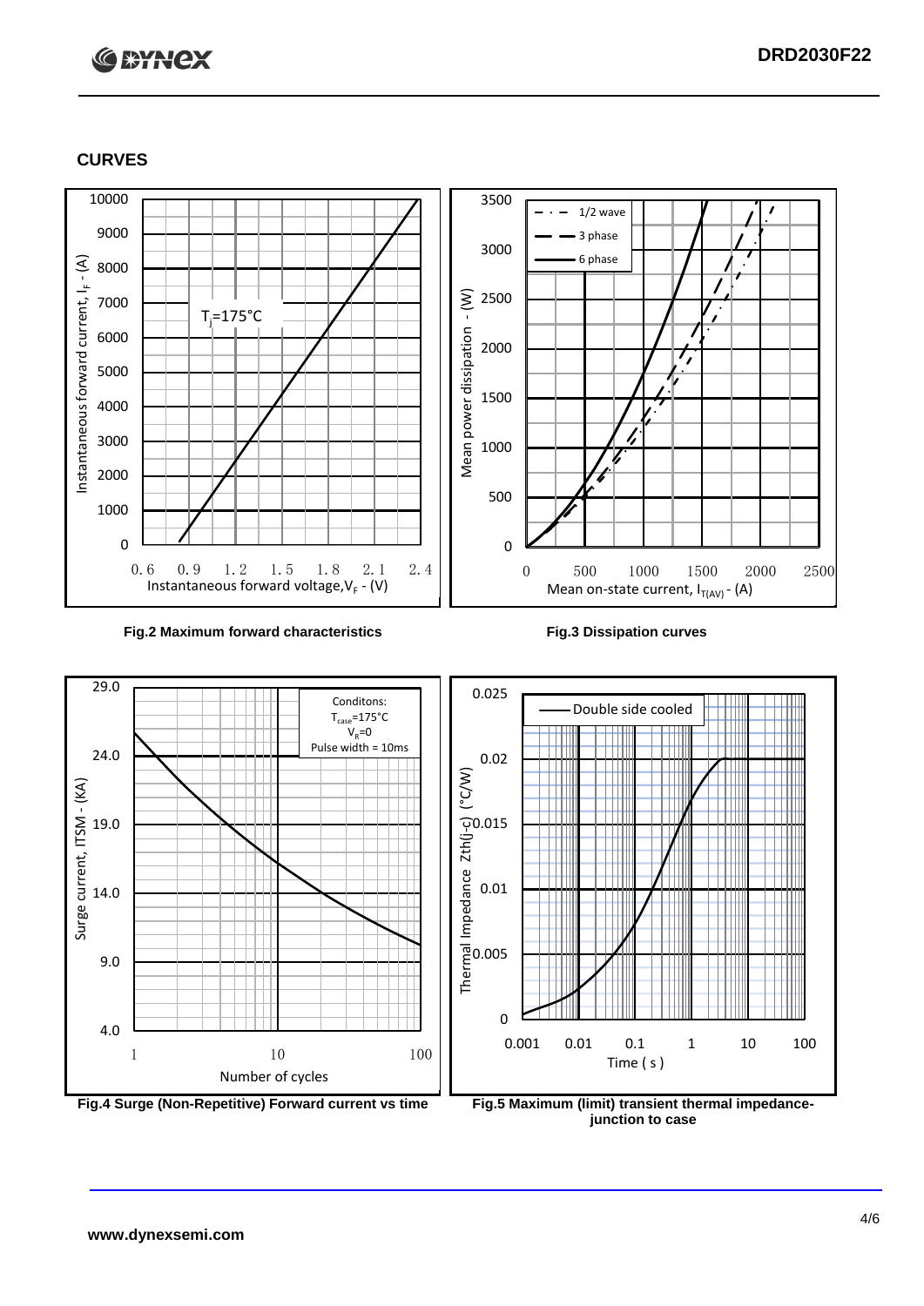## CURVES

10000
9000
8000
7000
6000
5000
4000
3000
2000
1000
0

0.6 0.9 1.2 1.5 1.8 2.1 2.4

Instantaneous forward current, $I_F$ - (A)

Instantaneous forward voltage, $V_F$ - (V)

$T_j$=175°C

**Fig.2 Maximum forward characteristics**

3500
3000
2500
2000
1500
1000
500
0

0 500 1000 1500 2000 2500

Mean power dissipation - (W)

Mean on-state current, $I_{T(AV)}$ - (A)

1/2 wave
3 phase
6 phase

**Fig.3 Dissipation curves**

29.0
24.0
19.0
14.0
9.0
4.0

1 10 100

Surge current, ITSM - (KA)

Number of cycles

Conditons:
$T_{case}$=175°C
$V_R$=0
Pulse width = 10ms

**Fig.4 Surge (Non-Repetitive) Forward current vs time**

0.025
0.02
0.015
0.01
0.005
0

0.001 0.01 0.1 1 10 100

Thermal Impedance Zth(j-c) (°C/W)

Time ( s )

Double side cooled

**Fig.5 Maximum (limit) transient thermal impedance-junction to case**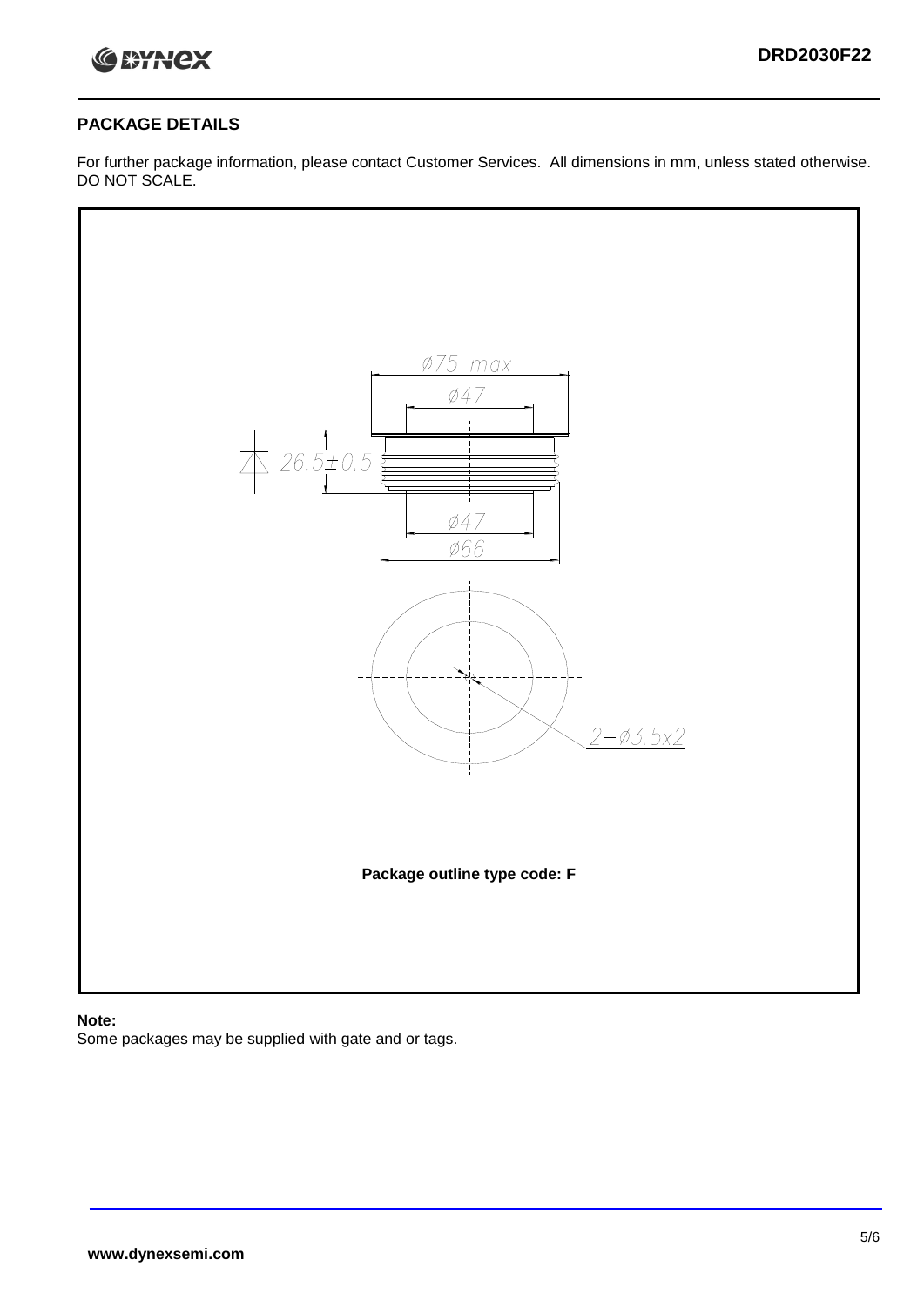## PACKAGE DETAILS

For further package information, please contact Customer Services. All dimensions in mm, unless stated otherwise. DO NOT SCALE.

Ø75 max

Ø47

26.5±0.5

Ø47

Ø66

2−Ø3.5x2

**Package outline type code: F**

**Note:**

Some packages may be supplied with gate and or tags.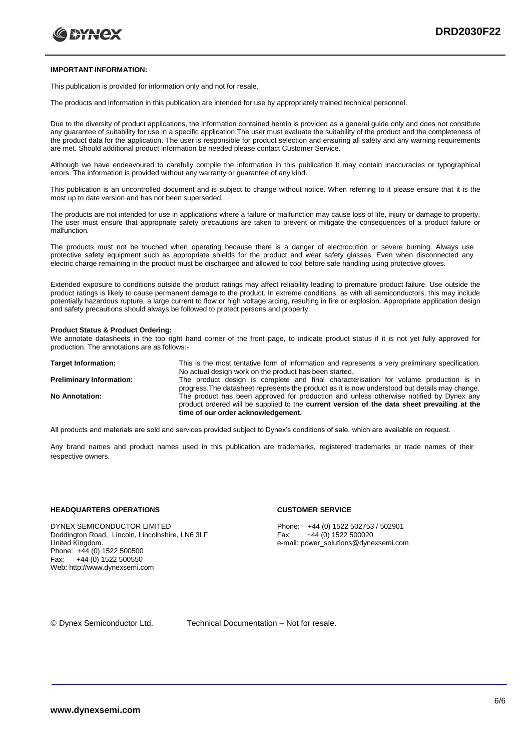**IMPORTANT INFORMATION:**

This publication is provided for information only and not for resale.

The products and information in this publication are intended for use by appropriately trained technical personnel.

Due to the diversity of product applications, the information contained herein is provided as a general guide only and does not constitute any guarantee of suitability for use in a specific application.The user must evaluate the suitability of the product and the completeness of the product data for the application. The user is responsible for product selection and ensuring all safety and any warning requirements are met. Should additional product information be needed please contact Customer Service.

Although we have endeavoured to carefully compile the information in this publication it may contain inaccuracies or typographical errors. The information is provided without any warranty or guarantee of any kind.

This publication is an uncontrolled document and is subject to change without notice. When referring to it please ensure that it is the most up to date version and has not been superseded.

The products are not intended for use in applications where a failure or malfunction may cause loss of life, injury or damage to property. The user must ensure that appropriate safety precautions are taken to prevent or mitigate the consequences of a product failure or malfunction.

The products must not be touched when operating because there is a danger of electrocution or severe burning. Always use protective safety equipment such as appropriate shields for the product and wear safety glasses. Even when disconnected any electric charge remaining in the product must be discharged and allowed to cool before safe handling using protective gloves.

Extended exposure to conditions outside the product ratings may affect reliability leading to premature product failure. Use outside the product ratings is likely to cause permanent damage to the product. In extreme conditions, as with all semiconductors, this may include potentially hazardous rupture, a large current to flow or high voltage arcing, resulting in fire or explosion. Appropriate application design and safety precautions should always be followed to protect persons and property.

**Product Status & Product Ordering:**

We annotate datasheets in the top right hand corner of the front page, to indicate product status if it is not yet fully approved for production. The annotations are as follows:-

| | |
|---|---|
| **Target Information:** | This is the most tentative form of information and represents a very preliminary specification. No actual design work on the product has been started. |
| **Preliminary Information:** | The product design is complete and final characterisation for volume production is in progress.The datasheet represents the product as it is now understood but details may change. |
| **No Annotation:** | The product has been approved for production and unless otherwise notified by Dynex any product ordered will be supplied to the **current version of the data sheet prevailing at the time of our order acknowledgement.** |

All products and materials are sold and services provided subject to Dynex's conditions of sale, which are available on request.

Any brand names and product names used in this publication are trademarks, registered trademarks or trade names of their respective owners.

**HEADQUARTERS OPERATIONS**

DYNEX SEMICONDUCTOR LIMITED
Doddington Road, Lincoln, Lincolnshire, LN6 3LF
United Kingdom.
Phone: +44 (0) 1522 500500
Fax: +44 (0) 1522 500550
Web: http://www.dynexsemi.com

**CUSTOMER SERVICE**

Phone: +44 (0) 1522 502753 / 502901
Fax: +44 (0) 1522 500020
e-mail: power_solutions@dynexsemi.com

© Dynex Semiconductor Ltd. Technical Documentation – Not for resale.